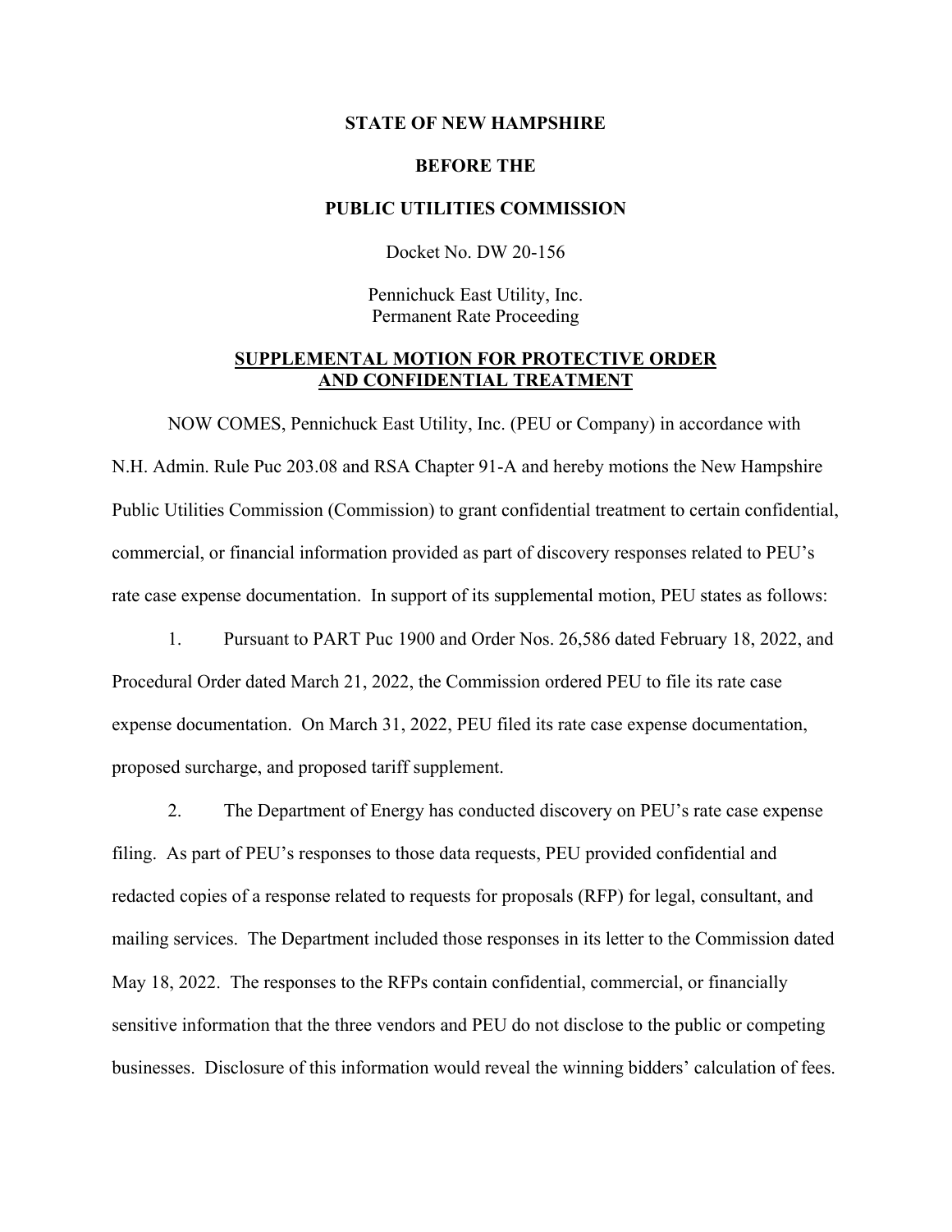**STATE OF NEW HAMPSHIRE**

**BEFORE THE**

**PUBLIC UTILITIES COMMISSION**

Docket No. DW 20-156

Pennichuck East Utility, Inc.
Permanent Rate Proceeding

**SUPPLEMENTAL MOTION FOR PROTECTIVE ORDER AND CONFIDENTIAL TREATMENT**

NOW COMES, Pennichuck East Utility, Inc. (PEU or Company) in accordance with N.H. Admin. Rule Puc 203.08 and RSA Chapter 91-A and hereby motions the New Hampshire Public Utilities Commission (Commission) to grant confidential treatment to certain confidential, commercial, or financial information provided as part of discovery responses related to PEU's rate case expense documentation. In support of its supplemental motion, PEU states as follows:

1. Pursuant to PART Puc 1900 and Order Nos. 26,586 dated February 18, 2022, and Procedural Order dated March 21, 2022, the Commission ordered PEU to file its rate case expense documentation. On March 31, 2022, PEU filed its rate case expense documentation, proposed surcharge, and proposed tariff supplement.

2. The Department of Energy has conducted discovery on PEU's rate case expense filing. As part of PEU's responses to those data requests, PEU provided confidential and redacted copies of a response related to requests for proposals (RFP) for legal, consultant, and mailing services. The Department included those responses in its letter to the Commission dated May 18, 2022. The responses to the RFPs contain confidential, commercial, or financially sensitive information that the three vendors and PEU do not disclose to the public or competing businesses. Disclosure of this information would reveal the winning bidders' calculation of fees.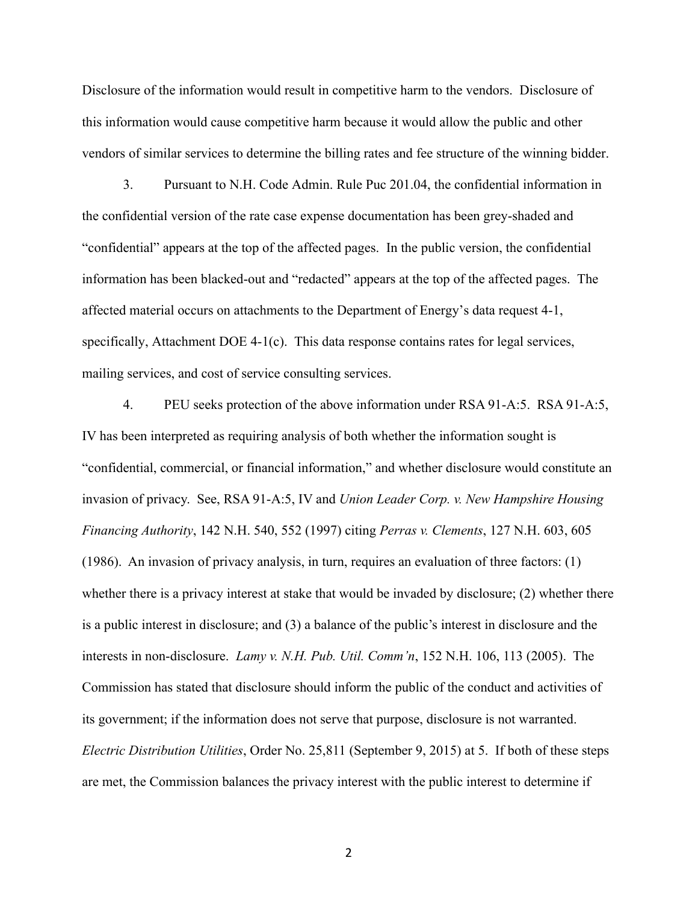Disclosure of the information would result in competitive harm to the vendors. Disclosure of this information would cause competitive harm because it would allow the public and other vendors of similar services to determine the billing rates and fee structure of the winning bidder.

3. Pursuant to N.H. Code Admin. Rule Puc 201.04, the confidential information in the confidential version of the rate case expense documentation has been grey-shaded and "confidential" appears at the top of the affected pages. In the public version, the confidential information has been blacked-out and "redacted" appears at the top of the affected pages. The affected material occurs on attachments to the Department of Energy's data request 4-1, specifically, Attachment DOE 4-1(c). This data response contains rates for legal services, mailing services, and cost of service consulting services.

4. PEU seeks protection of the above information under RSA 91-A:5. RSA 91-A:5, IV has been interpreted as requiring analysis of both whether the information sought is "confidential, commercial, or financial information," and whether disclosure would constitute an invasion of privacy. See, RSA 91-A:5, IV and *Union Leader Corp. v. New Hampshire Housing Financing Authority*, 142 N.H. 540, 552 (1997) citing *Perras v. Clements*, 127 N.H. 603, 605 (1986). An invasion of privacy analysis, in turn, requires an evaluation of three factors: (1) whether there is a privacy interest at stake that would be invaded by disclosure; (2) whether there is a public interest in disclosure; and (3) a balance of the public's interest in disclosure and the interests in non-disclosure. *Lamy v. N.H. Pub. Util. Comm'n*, 152 N.H. 106, 113 (2005). The Commission has stated that disclosure should inform the public of the conduct and activities of its government; if the information does not serve that purpose, disclosure is not warranted. *Electric Distribution Utilities*, Order No. 25,811 (September 9, 2015) at 5. If both of these steps are met, the Commission balances the privacy interest with the public interest to determine if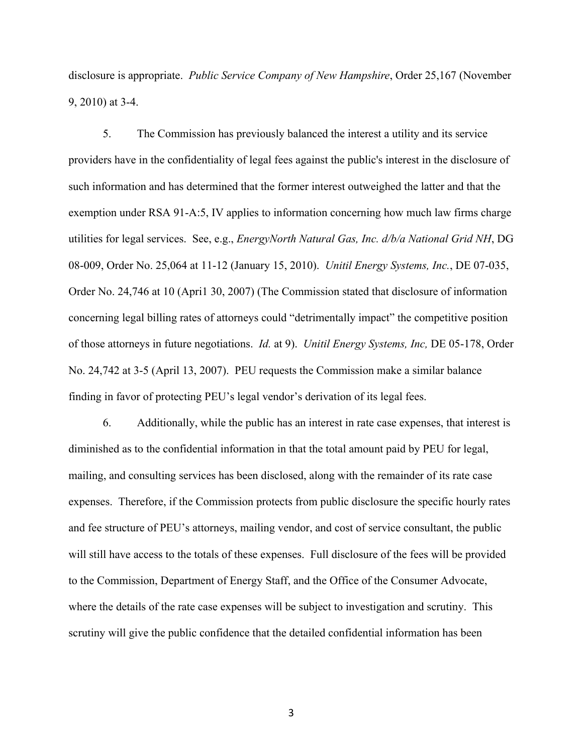disclosure is appropriate. *Public Service Company of New Hampshire*, Order 25,167 (November 9, 2010) at 3-4.

5. The Commission has previously balanced the interest a utility and its service providers have in the confidentiality of legal fees against the public's interest in the disclosure of such information and has determined that the former interest outweighed the latter and that the exemption under RSA 91-A:5, IV applies to information concerning how much law firms charge utilities for legal services. See, e.g., *EnergyNorth Natural Gas, Inc. d/b/a National Grid NH*, DG 08-009, Order No. 25,064 at 11-12 (January 15, 2010). *Unitil Energy Systems, Inc.*, DE 07-035, Order No. 24,746 at 10 (Apri1 30, 2007) (The Commission stated that disclosure of information concerning legal billing rates of attorneys could "detrimentally impact" the competitive position of those attorneys in future negotiations. *Id.* at 9). *Unitil Energy Systems, Inc,* DE 05-178, Order No. 24,742 at 3-5 (April 13, 2007). PEU requests the Commission make a similar balance finding in favor of protecting PEU's legal vendor's derivation of its legal fees.

6. Additionally, while the public has an interest in rate case expenses, that interest is diminished as to the confidential information in that the total amount paid by PEU for legal, mailing, and consulting services has been disclosed, along with the remainder of its rate case expenses. Therefore, if the Commission protects from public disclosure the specific hourly rates and fee structure of PEU's attorneys, mailing vendor, and cost of service consultant, the public will still have access to the totals of these expenses. Full disclosure of the fees will be provided to the Commission, Department of Energy Staff, and the Office of the Consumer Advocate, where the details of the rate case expenses will be subject to investigation and scrutiny. This scrutiny will give the public confidence that the detailed confidential information has been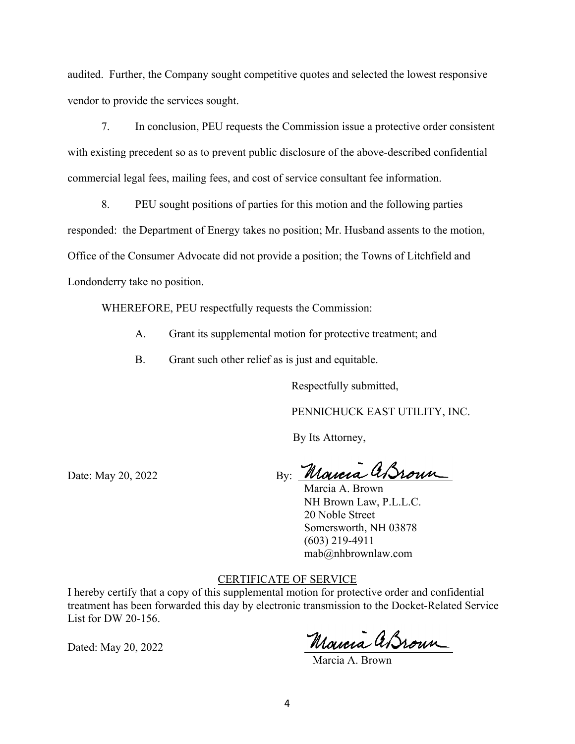audited. Further, the Company sought competitive quotes and selected the lowest responsive vendor to provide the services sought.

7. In conclusion, PEU requests the Commission issue a protective order consistent with existing precedent so as to prevent public disclosure of the above-described confidential commercial legal fees, mailing fees, and cost of service consultant fee information.

8. PEU sought positions of parties for this motion and the following parties responded: the Department of Energy takes no position; Mr. Husband assents to the motion, Office of the Consumer Advocate did not provide a position; the Towns of Litchfield and Londonderry take no position.

WHEREFORE, PEU respectfully requests the Commission:

A. Grant its supplemental motion for protective treatment; and

B. Grant such other relief as is just and equitable.

Respectfully submitted,

PENNICHUCK EAST UTILITY, INC.

By Its Attorney,

Date: May 20, 2022

By: *Marcia A. Brown*

Marcia A. Brown
NH Brown Law, P.L.L.C.
20 Noble Street
Somersworth, NH 03878
(603) 219-4911
mab@nhbrownlaw.com

CERTIFICATE OF SERVICE

I hereby certify that a copy of this supplemental motion for protective order and confidential treatment has been forwarded this day by electronic transmission to the Docket-Related Service List for DW 20-156.

Dated: May 20, 2022

*Marcia A. Brown*

Marcia A. Brown